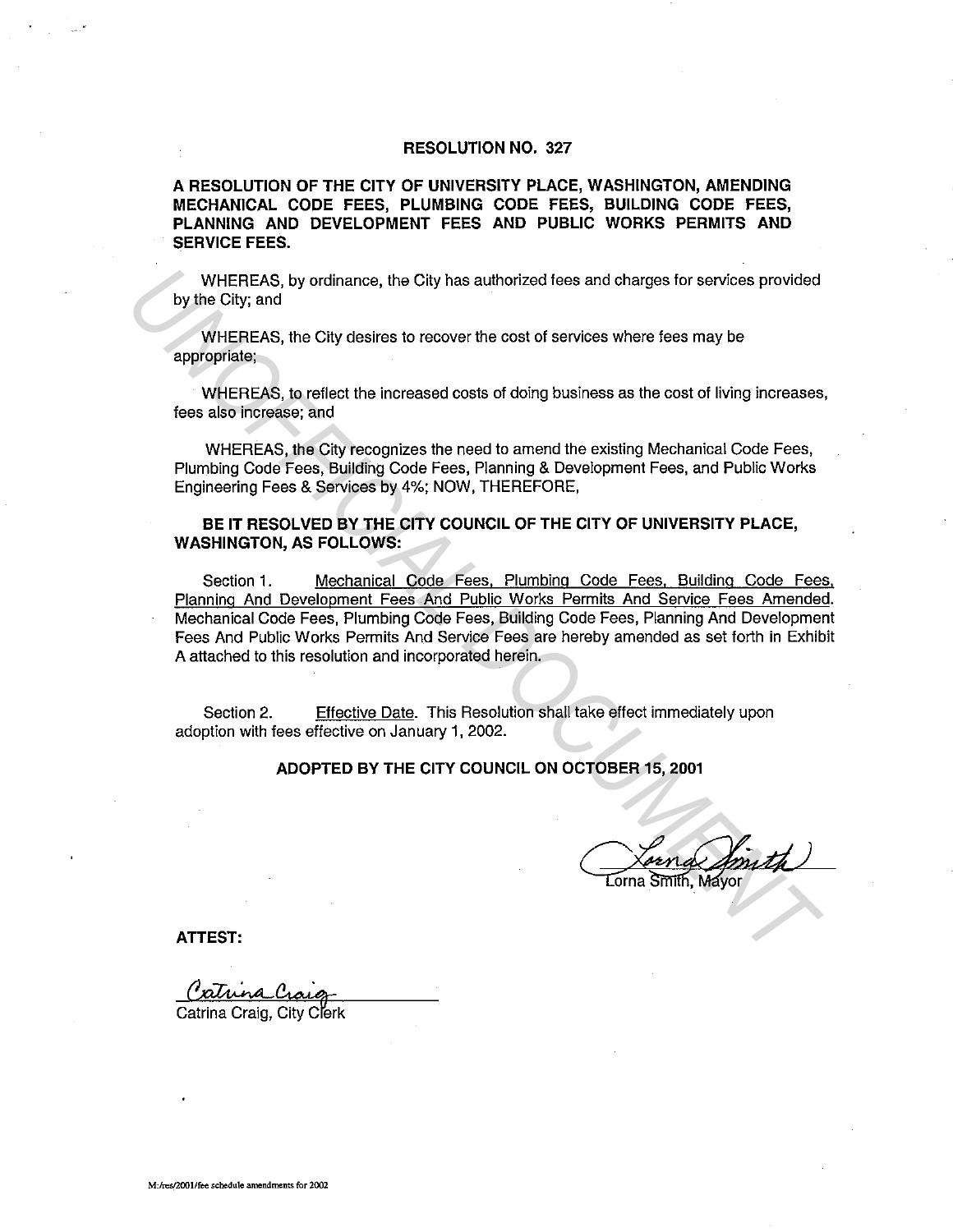# RESOLUTION NO. 327

**A RESOLUTION OF THE CITY OF UNIVERSITY PLACE, WASHINGTON, AMENDING MECHANICAL CODE FEES, PLUMBING CODE FEES, BUILDING CODE FEES, PLANNING AND DEVELOPMENT FEES AND PUBLIC WORKS PERMITS AND SERVICE FEES.**

WHEREAS, by ordinance, the City has authorized fees and charges for services provided by the City; and

WHEREAS, the City desires to recover the cost of services where fees may be appropriate;

WHEREAS, to reflect the increased costs of doing business as the cost of living increases, fees also increase; and

WHEREAS, the City recognizes the need to amend the existing Mechanical Code Fees, Plumbing Code Fees, Building Code Fees, Planning & Development Fees, and Public Works Engineering Fees & Services by 4%; NOW, THEREFORE,

**BE IT RESOLVED BY THE CITY COUNCIL OF THE CITY OF UNIVERSITY PLACE, WASHINGTON, AS FOLLOWS:**

Section 1. Mechanical Code Fees, Plumbing Code Fees, Building Code Fees, Planning And Development Fees And Public Works Permits And Service Fees Amended. Mechanical Code Fees, Plumbing Code Fees, Building Code Fees, Planning And Development Fees And Public Works Permits And Service Fees are hereby amended as set forth in Exhibit A attached to this resolution and incorporated herein.

Section 2. Effective Date. This Resolution shall take effect immediately upon adoption with fees effective on January 1, 2002.

**ADOPTED BY THE CITY COUNCIL ON OCTOBER 15, 2001**

Lorna Smith, Mayor

**ATTEST:**

Catrina Craig, City Clerk

M:/res/2001/fee schedule amendments for 2002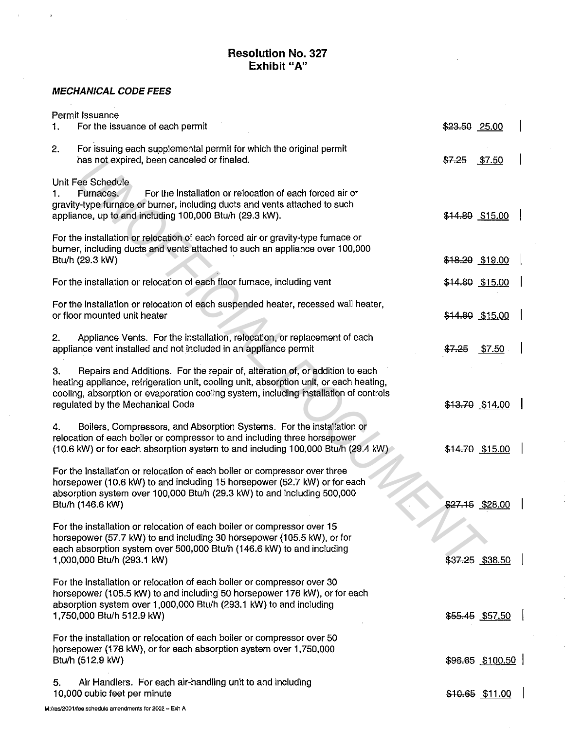# Resolution No. 327
## Exhibit "A"

***MECHANICAL CODE FEES***

Permit Issuance

| Description | Fee |
|---|---|
| 1. For the issuance of each permit | ~~$23.50~~ 25.00 |
| 2. For issuing each supplemental permit for which the original permit has not expired, been canceled or finaled. | ~~$7.25~~ $7.50 |

Unit Fee Schedule

| Description | Fee |
|---|---|
| 1. Furnaces. For the installation or relocation of each forced air or gravity-type furnace or burner, including ducts and vents attached to such appliance, up to and including 100,000 Btu/h (29.3 kW). | ~~$14.80~~ $15.00 |
| For the installation or relocation of each forced air or gravity-type furnace or burner, including ducts and vents attached to such an appliance over 100,000 Btu/h (29.3 kW) | ~~$18.20~~ $19.00 |
| For the installation or relocation of each floor furnace, including vent | ~~$14.80~~ $15.00 |
| For the installation or relocation of each suspended heater, recessed wall heater, or floor mounted unit heater | ~~$14.80~~ $15.00 |
| 2. Appliance Vents. For the installation, relocation, or replacement of each appliance vent installed and not included in an appliance permit | ~~$7.25~~ $7.50 |
| 3. Repairs and Additions. For the repair of, alteration of, or addition to each heating appliance, refrigeration unit, cooling unit, absorption unit, or each heating, cooling, absorption or evaporation cooling system, including installation of controls regulated by the Mechanical Code | ~~$13.70~~ $14.00 |
| 4. Boilers, Compressors, and Absorption Systems. For the installation or relocation of each boiler or compressor to and including three horsepower (10.6 kW) or for each absorption system to and including 100,000 Btu/h (29.4 kW) | ~~$14.70~~ $15.00 |
| For the installation or relocation of each boiler or compressor over three horsepower (10.6 kW) to and including 15 horsepower (52.7 kW) or for each absorption system over 100,000 Btu/h (29.3 kW) to and including 500,000 Btu/h (146.6 kW) | ~~$27.15~~ $28.00 |
| For the installation or relocation of each boiler or compressor over 15 horsepower (57.7 kW) to and including 30 horsepower (105.5 kW), or for each absorption system over 500,000 Btu/h (146.6 kW) to and including 1,000,000 Btu/h (293.1 kW) | ~~$37.25~~ $38.50 |
| For the installation or relocation of each boiler or compressor over 30 horsepower (105.5 kW) to and including 50 horsepower 176 kW), or for each absorption system over 1,000,000 Btu/h (293.1 kW) to and including 1,750,000 Btu/h 512.9 kW) | ~~$55.45~~ $57.50 |
| For the installation or relocation of each boiler or compressor over 50 horsepower (176 kW), or for each absorption system over 1,750,000 Btu/h (512.9 kW) | ~~$96.65~~ $100.50 |
| 5. Air Handlers. For each air-handling unit to and including 10,000 cubic feet per minute | ~~$10.65~~ $11.00 |

M:/res/2001/fee schedule amendments for 2002 – Exh A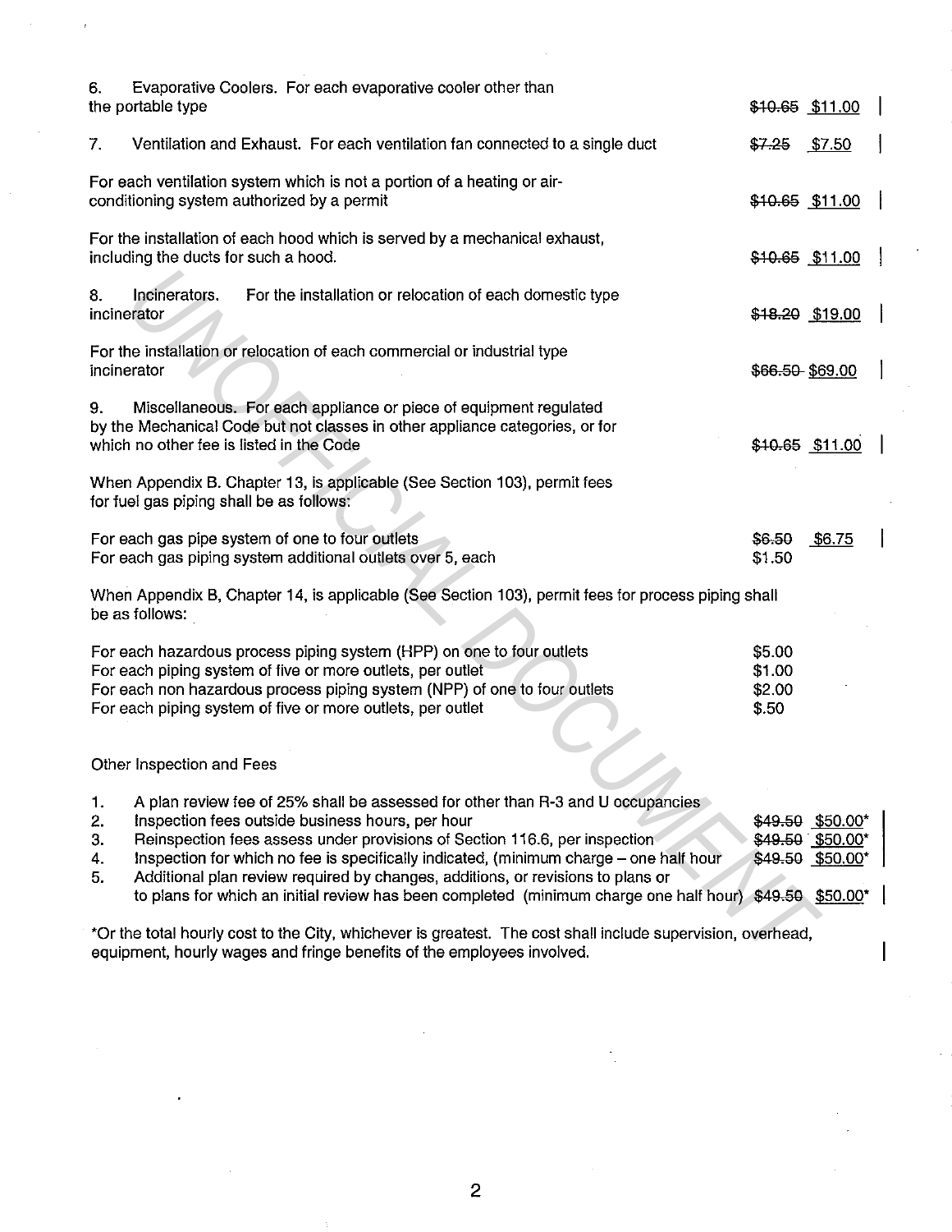6. Evaporative Coolers. For each evaporative cooler other than the portable type ~~$10.65~~ $11.00

7. Ventilation and Exhaust. For each ventilation fan connected to a single duct ~~$7.25~~ $7.50

For each ventilation system which is not a portion of a heating or air-conditioning system authorized by a permit ~~$10.65~~ $11.00

For the installation of each hood which is served by a mechanical exhaust, including the ducts for such a hood. ~~$10.65~~ $11.00

8. Incinerators. For the installation or relocation of each domestic type incinerator ~~$18.20~~ $19.00

For the installation or relocation of each commercial or industrial type incinerator ~~$66.50~~ $69.00

9. Miscellaneous. For each appliance or piece of equipment regulated by the Mechanical Code but not classes in other appliance categories, or for which no other fee is listed in the Code ~~$10.65~~ $11.00

When Appendix B. Chapter 13, is applicable (See Section 103), permit fees for fuel gas piping shall be as follows:

| | |
|---|---|
| For each gas pipe system of one to four outlets | ~~$6.50~~ $6.75 |
| For each gas piping system additional outlets over 5, each | $1.50 |

When Appendix B, Chapter 14, is applicable (See Section 103), permit fees for process piping shall be as follows:

| | |
|---|---|
| For each hazardous process piping system (HPP) on one to four outlets | $5.00 |
| For each piping system of five or more outlets, per outlet | $1.00 |
| For each non hazardous process piping system (NPP) of one to four outlets | $2.00 |
| For each piping system of five or more outlets, per outlet | $.50 |

Other Inspection and Fees

1. A plan review fee of 25% shall be assessed for other than R-3 and U occupancies
2. Inspection fees outside business hours, per hour ~~$49.50~~ $50.00*
3. Reinspection fees assess under provisions of Section 116.6, per inspection ~~$49.50~~ $50.00*
4. Inspection for which no fee is specifically indicated, (minimum charge – one half hour ~~$49.50~~ $50.00*
5. Additional plan review required by changes, additions, or revisions to plans or to plans for which an initial review has been completed (minimum charge one half hour) ~~$49.50~~ $50.00*

*Or the total hourly cost to the City, whichever is greatest. The cost shall include supervision, overhead, equipment, hourly wages and fringe benefits of the employees involved.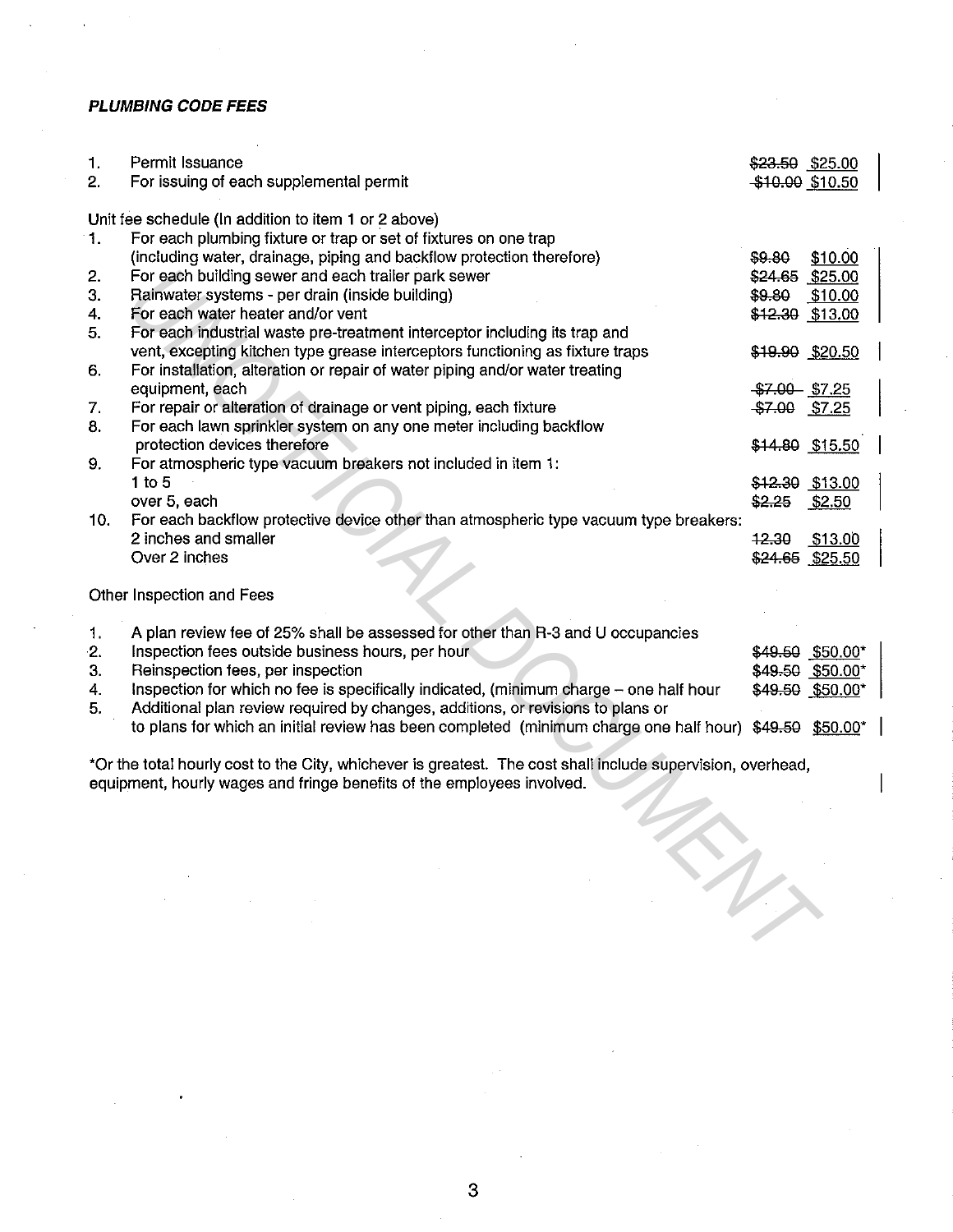***PLUMBING CODE FEES***

| | | | |
|---|---|---|---|
| 1. | Permit Issuance | ~~$23.50~~ | $25.00 |
| 2. | For issuing of each supplemental permit | ~~$10.00~~ | $10.50 |

Unit fee schedule (In addition to item 1 or 2 above)

| | | | |
|---|---|---|---|
| 1. | For each plumbing fixture or trap or set of fixtures on one trap (including water, drainage, piping and backflow protection therefore) | ~~$9.80~~ | $10.00 |
| 2. | For each building sewer and each trailer park sewer | ~~$24.65~~ | $25.00 |
| 3. | Rainwater systems - per drain (inside building) | ~~$9.80~~ | $10.00 |
| 4. | For each water heater and/or vent | ~~$12.30~~ | $13.00 |
| 5. | For each industrial waste pre-treatment interceptor including its trap and vent, excepting kitchen type grease interceptors functioning as fixture traps | ~~$19.90~~ | $20.50 |
| 6. | For installation, alteration or repair of water piping and/or water treating equipment, each | ~~$7.00~~ | $7.25 |
| 7. | For repair or alteration of drainage or vent piping, each fixture | ~~$7.00~~ | $7.25 |
| 8. | For each lawn sprinkler system on any one meter including backflow protection devices therefore | ~~$14.80~~ | $15.50 |
| 9. | For atmospheric type vacuum breakers not included in item 1: | | |
| | 1 to 5 | ~~$12.30~~ | $13.00 |
| | over 5, each | ~~$2.25~~ | $2.50 |
| 10. | For each backflow protective device other than atmospheric type vacuum type breakers: | | |
| | 2 inches and smaller | ~~12.30~~ | $13.00 |
| | Over 2 inches | ~~$24.65~~ | $25.50 |

Other Inspection and Fees

| | | | |
|---|---|---|---|
| 1. | A plan review fee of 25% shall be assessed for other than R-3 and U occupancies | | |
| 2. | Inspection fees outside business hours, per hour | ~~$49.50~~ | $50.00* |
| 3. | Reinspection fees, per inspection | ~~$49.50~~ | $50.00* |
| 4. | Inspection for which no fee is specifically indicated, (minimum charge – one half hour | ~~$49.50~~ | $50.00* |
| 5. | Additional plan review required by changes, additions, or revisions to plans or to plans for which an initial review has been completed (minimum charge one half hour) | ~~$49.50~~ | $50.00* |

*Or the total hourly cost to the City, whichever is greatest. The cost shall include supervision, overhead, equipment, hourly wages and fringe benefits of the employees involved.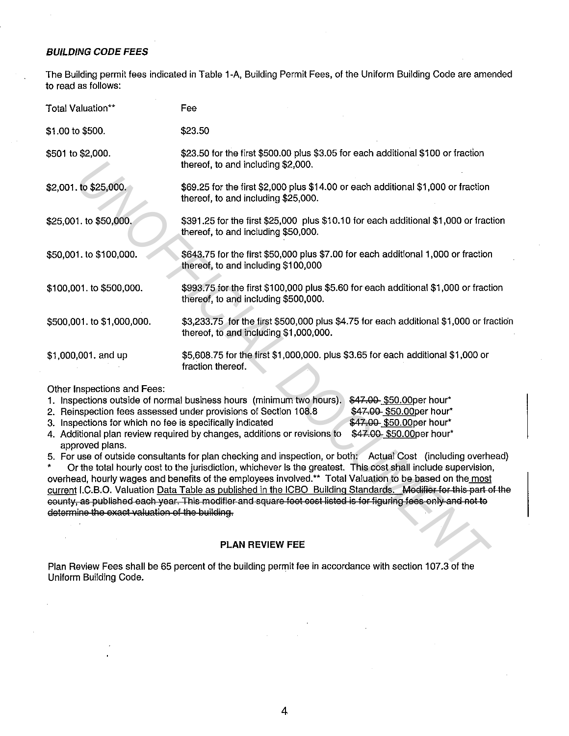***BUILDING CODE FEES***

The Building permit fees indicated in Table 1-A, Building Permit Fees, of the Uniform Building Code are amended to read as follows:

| Total Valuation** | Fee |
|---|---|
| $1.00 to $500. | $23.50 |
| $501 to $2,000. | $23.50 for the first $500.00 plus $3.05 for each additional $100 or fraction thereof, to and including $2,000. |
| $2,001. to $25,000. | $69.25 for the first $2,000 plus $14.00 or each additional $1,000 or fraction thereof, to and including $25,000. |
| $25,001. to $50,000. | $391.25 for the first $25,000 plus $10.10 for each additional $1,000 or fraction thereof, to and including $50,000. |
| $50,001. to $100,000. | $643.75 for the first $50,000 plus $7.00 for each additional 1,000 or fraction thereof, to and including $100,000 |
| $100,001. to $500,000. | $993.75 for the first $100,000 plus $5.60 for each additional $1,000 or fraction thereof, to and including $500,000. |
| $500,001. to $1,000,000. | $3,233.75 for the first $500,000 plus $4.75 for each additional $1,000 or fraction thereof, to and including $1,000,000. |
| $1,000,001. and up | $5,608.75 for the first $1,000,000. plus $3.65 for each additional $1,000 or fraction thereof. |

Other Inspections and Fees:

1. Inspections outside of normal business hours (minimum two hours). ~~$47.00~~ <u>$50.00</u>per hour*
2. Reinspection fees assessed under provisions of Section 108.8 ~~$47.00~~ <u>$50.00</u>per hour*
3. Inspections for which no fee is specifically indicated ~~$47.00~~ <u>$50.00</u>per hour*
4. Additional plan review required by changes, additions or revisions to approved plans. ~~$47.00~~ <u>$50.00</u>per hour*
5. For use of outside consultants for plan checking and inspection, or both: Actual Cost (including overhead)

\* Or the total hourly cost to the jurisdiction, whichever is the greatest. This cost shall include supervision, overhead, hourly wages and benefits of the employees involved.** Total Valuation to be based on the <u>most current</u> I.C.B.O. Valuation <u>Data Table as published in the ICBO Building Standards.</u> ~~Modifier for this part of the county, as published each year. This modifier and square feet cost listed is for figuring fees only and not to determine the exact valuation of the building.~~

**PLAN REVIEW FEE**

Plan Review Fees shall be 65 percent of the building permit fee in accordance with section 107.3 of the Uniform Building Code.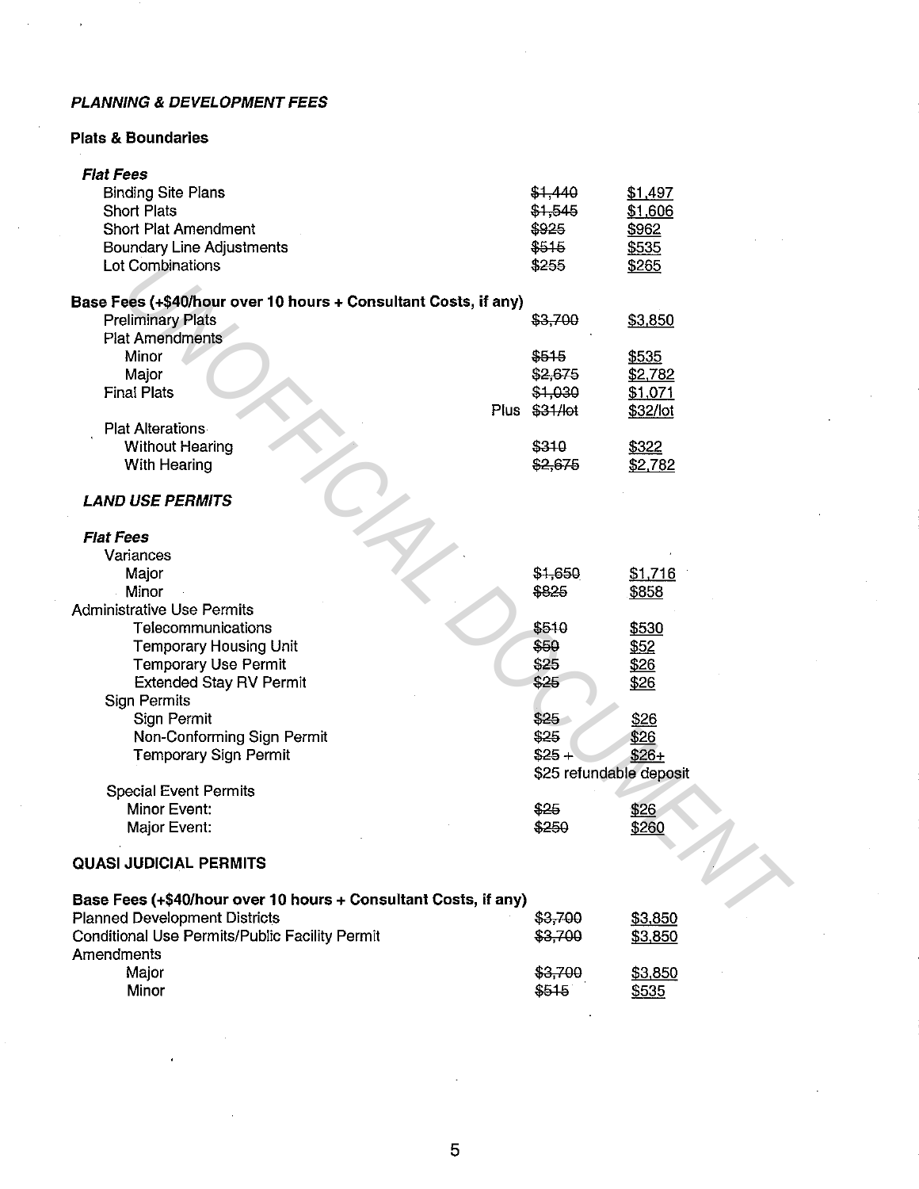***PLANNING & DEVELOPMENT FEES***

**Plats & Boundaries**

| | | |
|---|---|---|
| ***Flat Fees*** | | |
| Binding Site Plans | ~~$1,440~~ | <u>$1,497</u> |
| Short Plats | ~~$1,545~~ | <u>$1,606</u> |
| Short Plat Amendment | ~~$925~~ | <u>$962</u> |
| Boundary Line Adjustments | ~~$515~~ | <u>$535</u> |
| Lot Combinations | ~~$255~~ | <u>$265</u> |
| **Base Fees (+$40/hour over 10 hours + Consultant Costs, if any)** | | |
| Preliminary Plats | ~~$3,700~~ | <u>$3,850</u> |
| Plat Amendments | | |
| Minor | ~~$515~~ | <u>$535</u> |
| Major | ~~$2,675~~ | <u>$2,782</u> |
| Final Plats | ~~$1,030~~ | <u>$1,071</u> |
| Plus | ~~$31/lot~~ | <u>$32/lot</u> |
| Plat Alterations | | |
| Without Hearing | ~~$310~~ | <u>$322</u> |
| With Hearing | ~~$2,675~~ | <u>$2,782</u> |

***LAND USE PERMITS***

| | | |
|---|---|---|
| ***Flat Fees*** | | |
| Variances | | |
| Major | ~~$1,650~~ | <u>$1,716</u> |
| Minor | ~~$825~~ | <u>$858</u> |
| Administrative Use Permits | | |
| Telecommunications | ~~$510~~ | <u>$530</u> |
| Temporary Housing Unit | ~~$50~~ | <u>$52</u> |
| Temporary Use Permit | ~~$25~~ | <u>$26</u> |
| Extended Stay RV Permit | ~~$25~~ | <u>$26</u> |
| Sign Permits | | |
| Sign Permit | ~~$25~~ | <u>$26</u> |
| Non-Conforming Sign Permit | ~~$25~~ | <u>$26</u> |
| Temporary Sign Permit | ~~$25~~ + | <u>$26+</u> |
| | $25 refundable deposit | |
| Special Event Permits | | |
| Minor Event: | ~~$25~~ | <u>$26</u> |
| Major Event: | ~~$250~~ | <u>$260</u> |

**QUASI JUDICIAL PERMITS**

| | | |
|---|---|---|
| **Base Fees (+$40/hour over 10 hours + Consultant Costs, if any)** | | |
| Planned Development Districts | ~~$3,700~~ | <u>$3,850</u> |
| Conditional Use Permits/Public Facility Permit | ~~$3,700~~ | <u>$3,850</u> |
| Amendments | | |
| Major | ~~$3,700~~ | <u>$3,850</u> |
| Minor | ~~$515~~ | <u>$535</u> |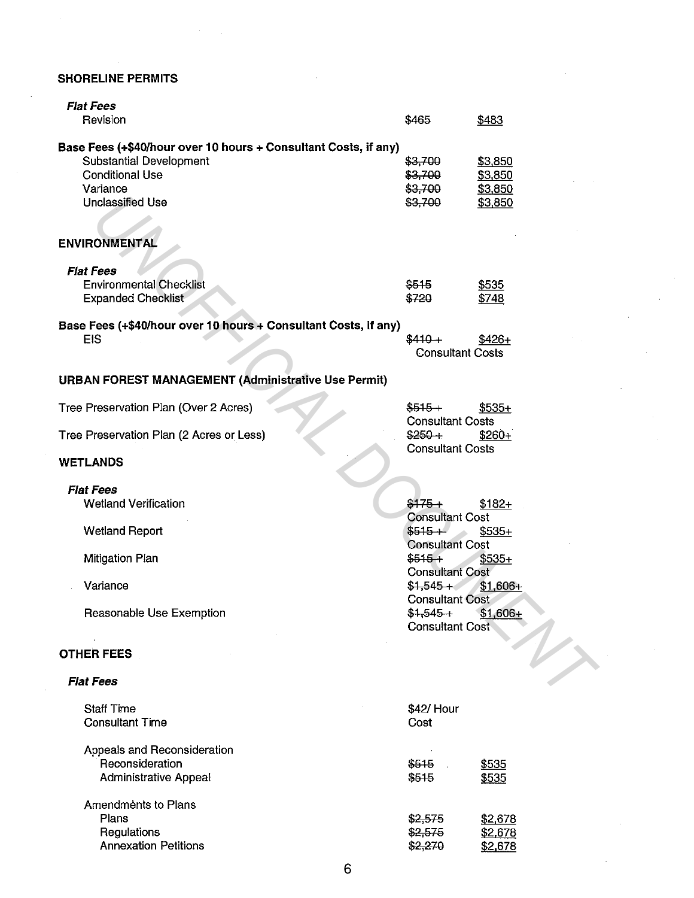**SHORELINE PERMITS**

***Flat Fees***

| | | |
|---|---|---|
| Revision | ~~$465~~ | <u>$483</u> |

**Base Fees (+$40/hour over 10 hours + Consultant Costs, if any)**

| | | |
|---|---|---|
| Substantial Development | ~~$3,700~~ | <u>$3,850</u> |
| Conditional Use | ~~$3,700~~ | <u>$3,850</u> |
| Variance | ~~$3,700~~ | <u>$3,850</u> |
| Unclassified Use | ~~$3,700~~ | <u>$3,850</u> |

**ENVIRONMENTAL**

***Flat Fees***

| | | |
|---|---|---|
| Environmental Checklist | ~~$515~~ | <u>$535</u> |
| Expanded Checklist | ~~$720~~ | <u>$748</u> |

**Base Fees (+$40/hour over 10 hours + Consultant Costs, if any)**

| | | |
|---|---|---|
| EIS | ~~$410 +~~ | <u>$426+</u> Consultant Costs |

**URBAN FOREST MANAGEMENT (Administrative Use Permit)**

| | | |
|---|---|---|
| Tree Preservation Plan (Over 2 Acres) | ~~$515 +~~ | <u>$535+</u> Consultant Costs |
| Tree Preservation Plan (2 Acres or Less) | ~~$250 +~~ | <u>$260+</u> Consultant Costs |

**WETLANDS**

***Flat Fees***

| | | |
|---|---|---|
| Wetland Verification | ~~$175 +~~ | <u>$182+</u> Consultant Cost |
| Wetland Report | ~~$515 +~~ | <u>$535+</u> Consultant Cost |
| Mitigation Plan | ~~$515 +~~ | <u>$535+</u> Consultant Cost |
| Variance | ~~$1,545 +~~ | <u>$1,606+</u> Consultant Cost |
| Reasonable Use Exemption | ~~$1,545 +~~ | <u>$1,606+</u> Consultant Cost |

**OTHER FEES**

***Flat Fees***

| | | |
|---|---|---|
| Staff Time | $42/ Hour | |
| Consultant Time | Cost | |
| Appeals and Reconsideration | | |
| Reconsideration | ~~$515~~ | <u>$535</u> |
| Administrative Appeal | $515 | <u>$535</u> |
| Amendments to Plans | | |
| Plans | ~~$2,575~~ | <u>$2,678</u> |
| Regulations | ~~$2,575~~ | <u>$2,678</u> |
| Annexation Petitions | ~~$2,270~~ | <u>$2,678</u> |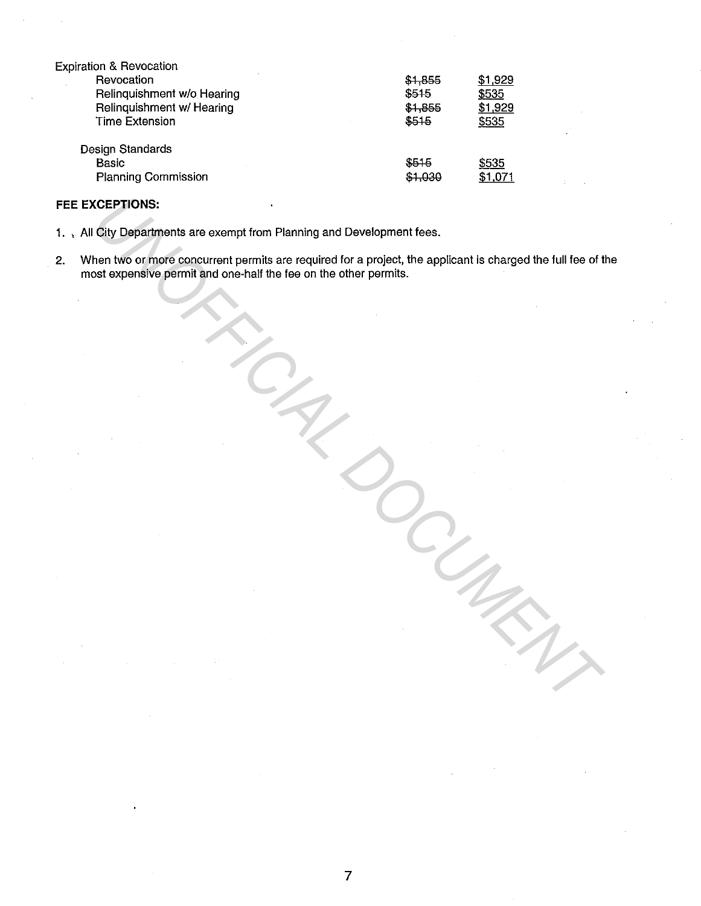| | | |
|---|---|---|
| Expiration & Revocation | | |
| Revocation | ~~$1,855~~ | $1,929 |
| Relinquishment w/o Hearing | ~~$515~~ | $535 |
| Relinquishment w/ Hearing | ~~$1,855~~ | $1,929 |
| Time Extension | ~~$515~~ | $535 |
| Design Standards | | |
| Basic | ~~$515~~ | $535 |
| Planning Commission | ~~$1,030~~ | $1,071 |

**FEE EXCEPTIONS:**

1. All City Departments are exempt from Planning and Development fees.
2. When two or more concurrent permits are required for a project, the applicant is charged the full fee of the most expensive permit and one-half the fee on the other permits.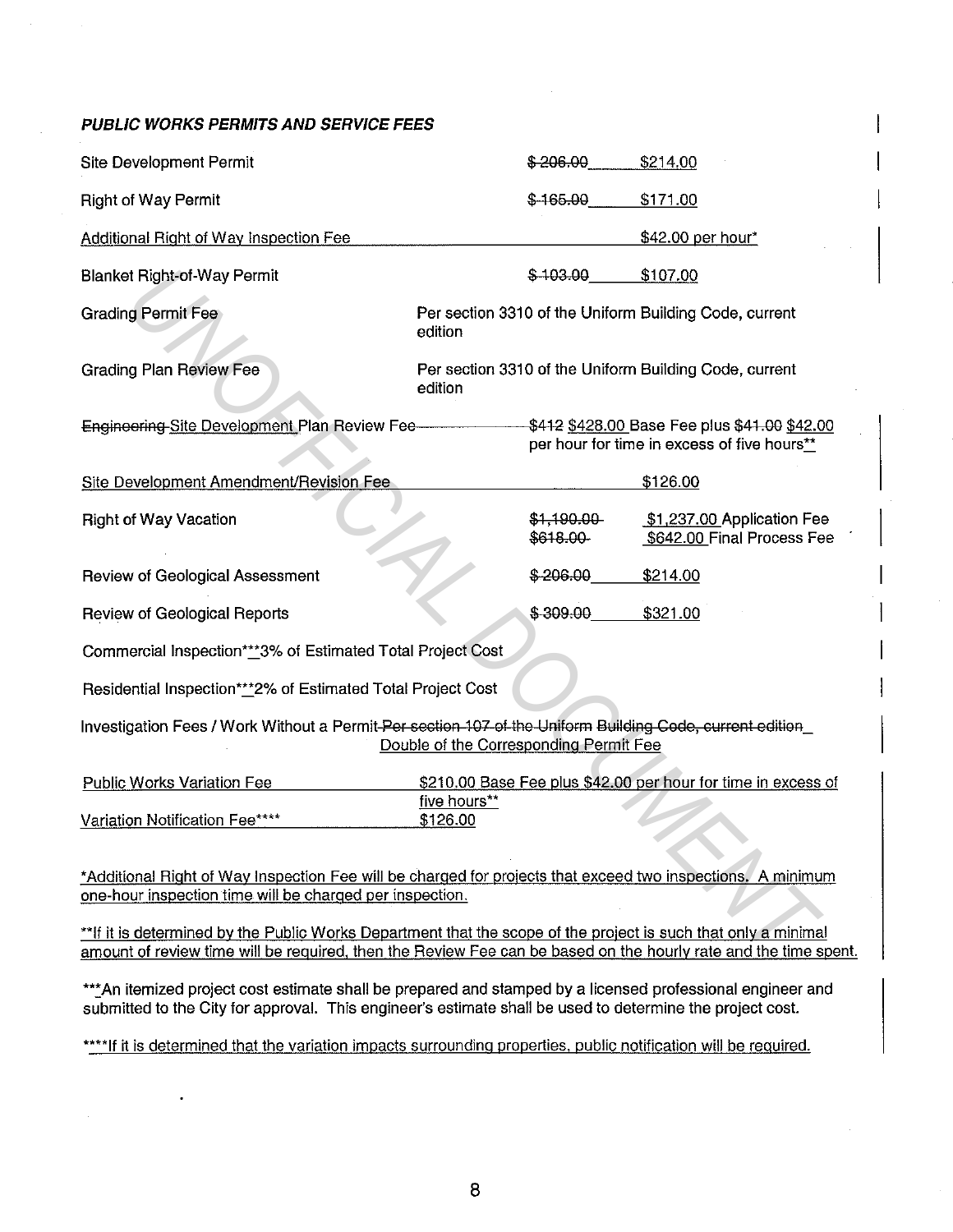***PUBLIC WORKS PERMITS AND SERVICE FEES***

| | | |
|---|---|---|
| Site Development Permit | ~~$ 206.00~~ | $214.00 |
| Right of Way Permit | ~~$ 165.00~~ | $171.00 |
| Additional Right of Way Inspection Fee | | $42.00 per hour* |
| Blanket Right-of-Way Permit | ~~$ 103.00~~ | $107.00 |
| Grading Permit Fee | Per section 3310 of the Uniform Building Code, current edition | |
| Grading Plan Review Fee | Per section 3310 of the Uniform Building Code, current edition | |
| ~~Engineering~~ Site Development Plan Review Fee | ~~$412~~ $428.00 Base Fee plus ~~$41.00~~ $42.00 per hour for time in excess of five hours** | |
| Site Development Amendment/Revision Fee | | $126.00 |
| Right of Way Vacation | ~~$1,190.00~~<br>~~$618.00~~ | $1,237.00 Application Fee<br>$642.00 Final Process Fee |
| Review of Geological Assessment | ~~$ 206.00~~ | $214.00 |
| Review of Geological Reports | ~~$ 309.00~~ | $321.00 |

Commercial Inspection*** 3% of Estimated Total Project Cost

Residential Inspection*** 2% of Estimated Total Project Cost

Investigation Fees / Work Without a Permit ~~Per section 107 of the Uniform Building Code, current edition~~ Double of the Corresponding Permit Fee

| | |
|---|---|
| Public Works Variation Fee | $210.00 Base Fee plus $42.00 per hour for time in excess of five hours** |
| Variation Notification Fee**** | $126.00 |

*Additional Right of Way Inspection Fee will be charged for projects that exceed two inspections. A minimum one-hour inspection time will be charged per inspection.

**If it is determined by the Public Works Department that the scope of the project is such that only a minimal amount of review time will be required, then the Review Fee can be based on the hourly rate and the time spent.

***An itemized project cost estimate shall be prepared and stamped by a licensed professional engineer and submitted to the City for approval. This engineer's estimate shall be used to determine the project cost.

****If it is determined that the variation impacts surrounding properties, public notification will be required.